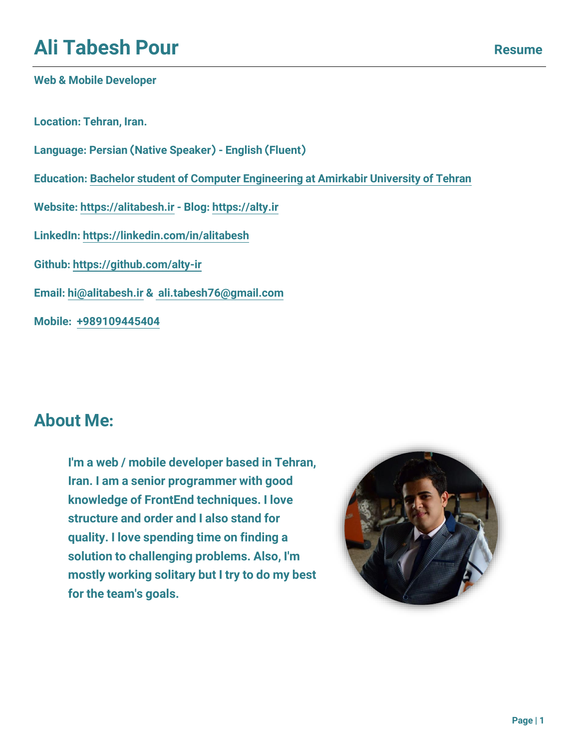# Ali Tabesh Pour

Resume

**Web & Mobile Developer**

**Location:** Tehran, Iran.

**Language:** Persian (Native Speaker) - English (Fluent)

**Education:** Bachelor student of Computer Engineering at Amirkabir University of Tehran

**Website:** https://alitabesh.ir - **Blog:** https://alty.ir

**LinkedIn:** https://linkedin.com/in/alitabesh

**Github:** https://github.com/alty-ir

**Email:** hi@alitabesh.ir & ali.tabesh76@gmail.com

**Mobile:** +989109445404

## About Me:

I'm a web / mobile developer based in Tehran, Iran. I am a senior programmer with good knowledge of FrontEnd techniques. I love structure and order and I also stand for quality. I love spending time on finding a solution to challenging problems. Also, I'm mostly working solitary but I try to do my best for the team's goals.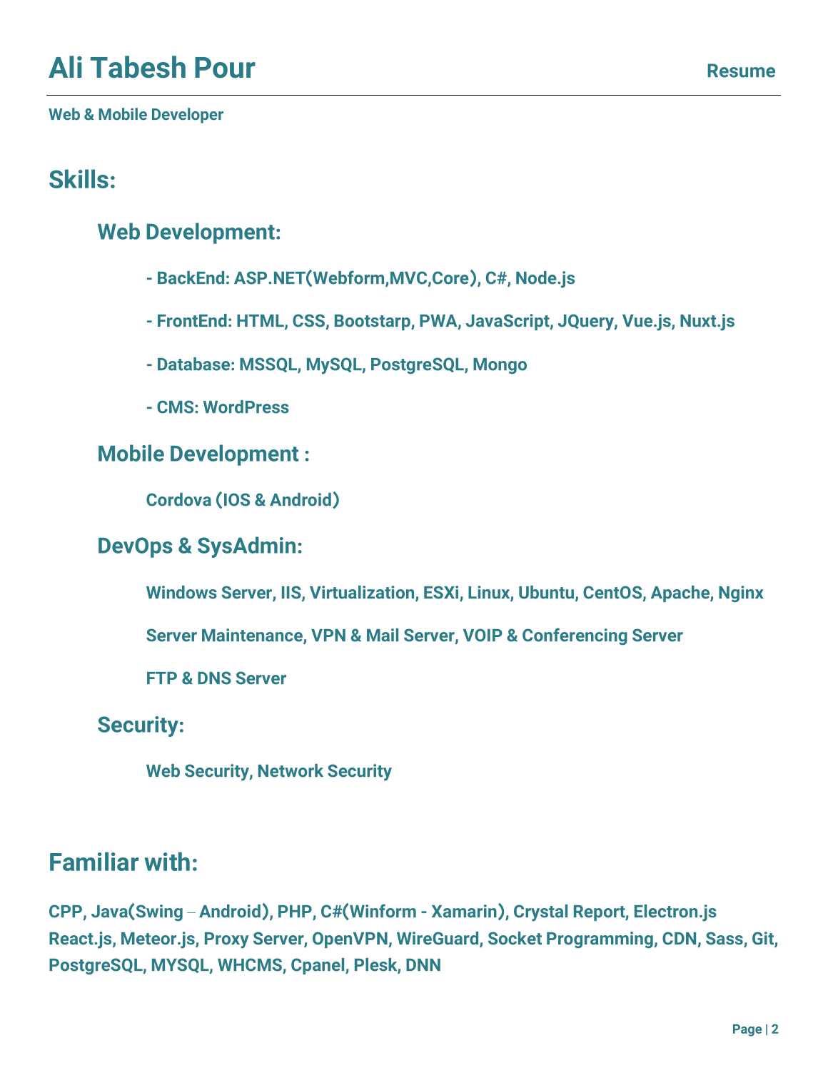# Ali Tabesh Pour

**Resume**

**Web & Mobile Developer**

## Skills:

### Web Development:

- BackEnd: ASP.NET(Webform,MVC,Core), C#, Node.js
- FrontEnd: HTML, CSS, Bootstarp, PWA, JavaScript, JQuery, Vue.js, Nuxt.js
- Database: MSSQL, MySQL, PostgreSQL, Mongo
- CMS: WordPress

### Mobile Development :

Cordova (IOS & Android)

### DevOps & SysAdmin:

Windows Server, IIS, Virtualization, ESXi, Linux, Ubuntu, CentOS, Apache, Nginx

Server Maintenance, VPN & Mail Server, VOIP & Conferencing Server

FTP & DNS Server

### Security:

Web Security, Network Security

## Familiar with:

CPP, Java(Swing – Android), PHP, C#(Winform - Xamarin), Crystal Report, Electron.js React.js, Meteor.js, Proxy Server, OpenVPN, WireGuard, Socket Programming, CDN, Sass, Git, PostgreSQL, MYSQL, WHCMS, Cpanel, Plesk, DNN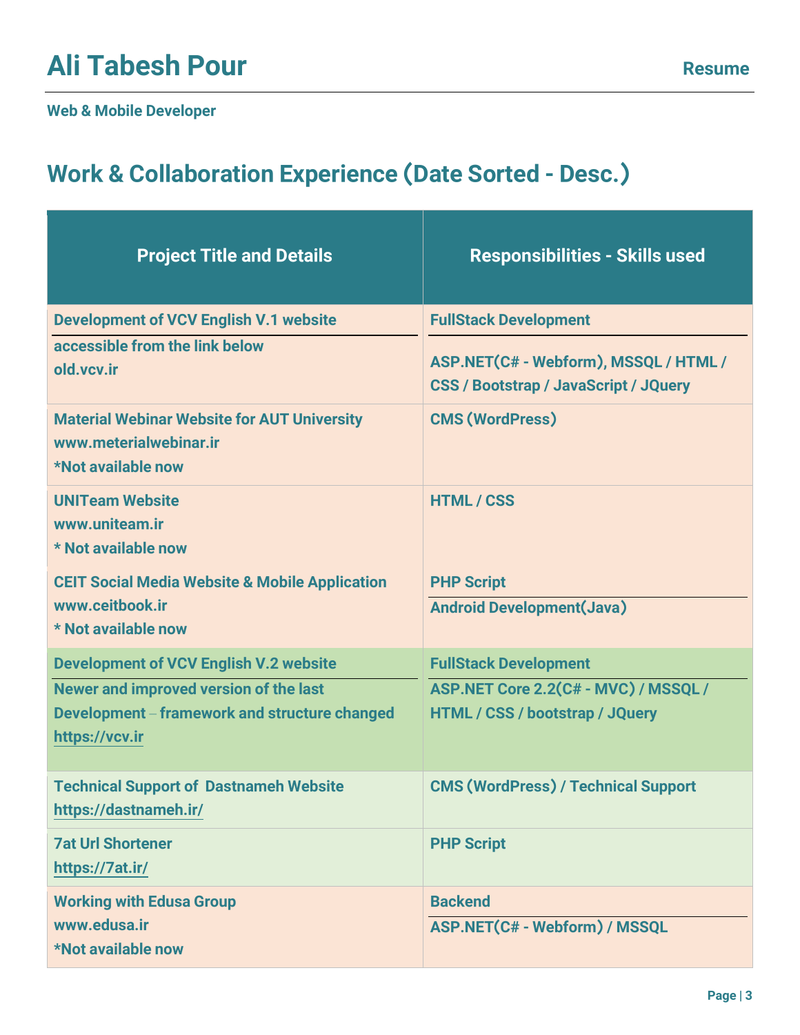# Ali Tabesh Pour

**Resume**

**Web & Mobile Developer**

## Work & Collaboration Experience (Date Sorted - Desc.)

| Project Title and Details | Responsibilities - Skills used |
| --- | --- |
| **Development of VCV English V.1 website**<br>accessible from the link below<br>old.vcv.ir | **FullStack Development**<br>ASP.NET(C# - Webform), MSSQL / HTML / CSS / Bootstrap / JavaScript / JQuery |
| **Material Webinar Website for AUT University**<br>www.meterialwebinar.ir<br>*Not available now | CMS (WordPress) |
| **UNITeam Website**<br>www.uniteam.ir<br>* Not available now | HTML / CSS |
| **CEIT Social Media Website & Mobile Application**<br>www.ceitbook.ir<br>* Not available now | PHP Script<br>Android Development(Java) |
| **Development of VCV English V.2 website**<br>Newer and improved version of the last Development – framework and structure changed<br>https://vcv.ir | **FullStack Development**<br>ASP.NET Core 2.2(C# - MVC) / MSSQL / HTML / CSS / bootstrap / JQuery |
| **Technical Support of Dastnameh Website**<br>https://dastnameh.ir/ | CMS (WordPress) / Technical Support |
| **7at Url Shortener**<br>https://7at.ir/ | PHP Script |
| **Working with Edusa Group**<br>www.edusa.ir<br>*Not available now | **Backend**<br>ASP.NET(C# - Webform) / MSSQL |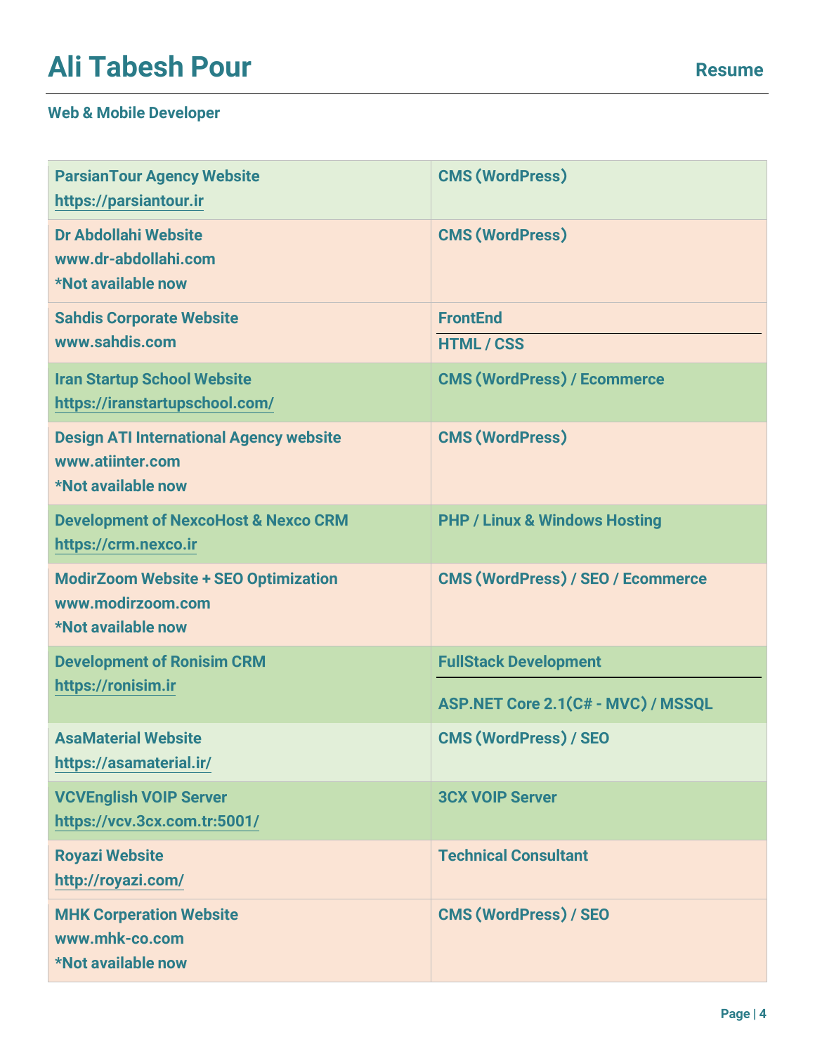# Ali Tabesh Pour

**Resume**

**Web & Mobile Developer**

| Project | Technology |
| --- | --- |
| **ParsianTour Agency Website**<br>https://parsiantour.ir | **CMS (WordPress)** |
| **Dr Abdollahi Website**<br>www.dr-abdollahi.com<br>*Not available now | **CMS (WordPress)** |
| **Sahdis Corporate Website**<br>www.sahdis.com | **FrontEnd**<br>HTML / CSS |
| **Iran Startup School Website**<br>https://iranstartupschool.com/ | **CMS (WordPress) / Ecommerce** |
| **Design ATI International Agency website**<br>www.atiinter.com<br>*Not available now | **CMS (WordPress)** |
| **Development of NexcoHost & Nexco CRM**<br>https://crm.nexco.ir | **PHP / Linux & Windows Hosting** |
| **ModirZoom Website + SEO Optimization**<br>www.modirzoom.com<br>*Not available now | **CMS (WordPress) / SEO / Ecommerce** |
| **Development of Ronisim CRM**<br>https://ronisim.ir | **FullStack Development**<br>ASP.NET Core 2.1(C# - MVC) / MSSQL |
| **AsaMaterial Website**<br>https://asamaterial.ir/ | **CMS (WordPress) / SEO** |
| **VCVEnglish VOIP Server**<br>https://vcv.3cx.com.tr:5001/ | **3CX VOIP Server** |
| **Royazi Website**<br>http://royazi.com/ | **Technical Consultant** |
| **MHK Corperation Website**<br>www.mhk-co.com<br>*Not available now | **CMS (WordPress) / SEO** |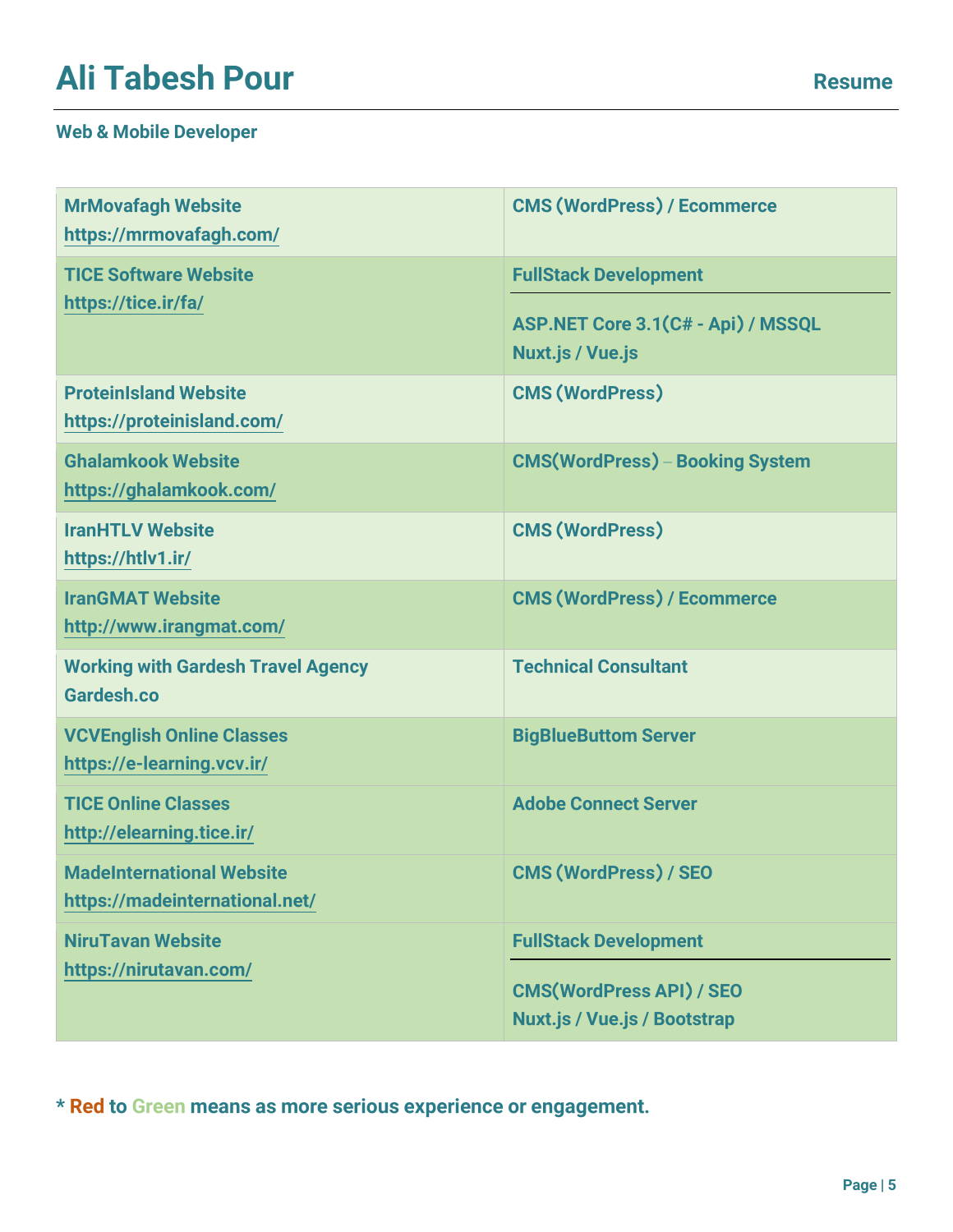# Ali Tabesh Pour

**Resume**

**Web & Mobile Developer**

| | |
|---|---|
| **MrMovafagh Website**<br>https://mrmovafagh.com/ | **CMS (WordPress) / Ecommerce** |
| **TICE Software Website**<br>https://tice.ir/fa/ | **FullStack Development**<br>**ASP.NET Core 3.1(C# - Api) / MSSQL**<br>**Nuxt.js / Vue.js** |
| **ProteinIsland Website**<br>https://proteinisland.com/ | **CMS (WordPress)** |
| **Ghalamkook Website**<br>https://ghalamkook.com/ | **CMS(WordPress) – Booking System** |
| **IranHTLV Website**<br>https://htlv1.ir/ | **CMS (WordPress)** |
| **IranGMAT Website**<br>http://www.irangmat.com/ | **CMS (WordPress) / Ecommerce** |
| **Working with Gardesh Travel Agency**<br>**Gardesh.co** | **Technical Consultant** |
| **VCVEnglish Online Classes**<br>https://e-learning.vcv.ir/ | **BigBlueButtom Server** |
| **TICE Online Classes**<br>http://elearning.tice.ir/ | **Adobe Connect Server** |
| **MadeInternational Website**<br>https://madeinternational.net/ | **CMS (WordPress) / SEO** |
| **NiruTavan Website**<br>https://nirutavan.com/ | **FullStack Development**<br>**CMS(WordPress API) / SEO**<br>**Nuxt.js / Vue.js / Bootstrap** |

**\* Red to Green means as more serious experience or engagement.**